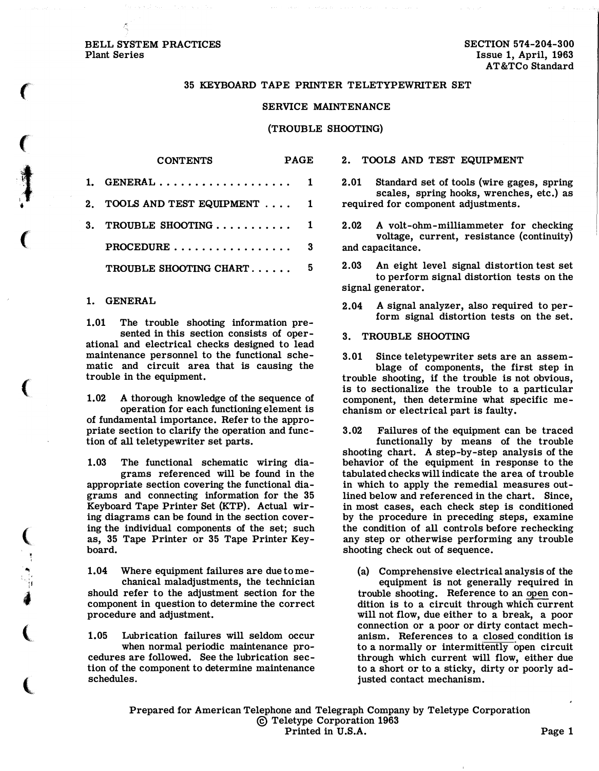BELL SYSTEM PRACTICES
Plant Series

SECTION 574-204-300
Issue 1, April, 1963
AT&TCo Standard

# 35 KEYBOARD TAPE PRINTER TELETYPEWRITER SET

## SERVICE MAINTENANCE

## (TROUBLE SHOOTING)

| CONTENTS | PAGE |
|---|---|
| 1. GENERAL | 1 |
| 2. TOOLS AND TEST EQUIPMENT | 1 |
| 3. TROUBLE SHOOTING | 1 |
| PROCEDURE | 3 |
| TROUBLE SHOOTING CHART | 5 |

## 1. GENERAL

1.01 The trouble shooting information presented in this section consists of operational and electrical checks designed to lead maintenance personnel to the functional schematic and circuit area that is causing the trouble in the equipment.

1.02 A thorough knowledge of the sequence of operation for each functioning element is of fundamental importance. Refer to the appropriate section to clarify the operation and function of all teletypewriter set parts.

1.03 The functional schematic wiring diagrams referenced will be found in the appropriate section covering the functional diagrams and connecting information for the 35 Keyboard Tape Printer Set (KTP). Actual wiring diagrams can be found in the section covering the individual components of the set; such as, 35 Tape Printer or 35 Tape Printer Keyboard.

1.04 Where equipment failures are due to mechanical maladjustments, the technician should refer to the adjustment section for the component in question to determine the correct procedure and adjustment.

1.05 Lubrication failures will seldom occur when normal periodic maintenance procedures are followed. See the lubrication section of the component to determine maintenance schedules.

## 2. TOOLS AND TEST EQUIPMENT

2.01 Standard set of tools (wire gages, spring scales, spring hooks, wrenches, etc.) as required for component adjustments.

2.02 A volt-ohm-milliammeter for checking voltage, current, resistance (continuity) and capacitance.

2.03 An eight level signal distortion test set to perform signal distortion tests on the signal generator.

2.04 A signal analyzer, also required to perform signal distortion tests on the set.

## 3. TROUBLE SHOOTING

3.01 Since teletypewriter sets are an assemblage of components, the first step in trouble shooting, if the trouble is not obvious, is to sectionalize the trouble to a particular component, then determine what specific mechanism or electrical part is faulty.

3.02 Failures of the equipment can be traced functionally by means of the trouble shooting chart. A step-by-step analysis of the behavior of the equipment in response to the tabulated checks will indicate the area of trouble in which to apply the remedial measures outlined below and referenced in the chart. Since, in most cases, each check step is conditioned by the procedure in preceding steps, examine the condition of all controls before rechecking any step or otherwise performing any trouble shooting check out of sequence.

(a) Comprehensive electrical analysis of the equipment is not generally required in trouble shooting. Reference to an open condition is to a circuit through which current will not flow, due either to a break, a poor connection or a poor or dirty contact mechanism. References to a closed condition is to a normally or intermittently open circuit through which current will flow, either due to a short or to a sticky, dirty or poorly adjusted contact mechanism.

Prepared for American Telephone and Telegraph Company by Teletype Corporation
© Teletype Corporation 1963
Printed in U.S.A.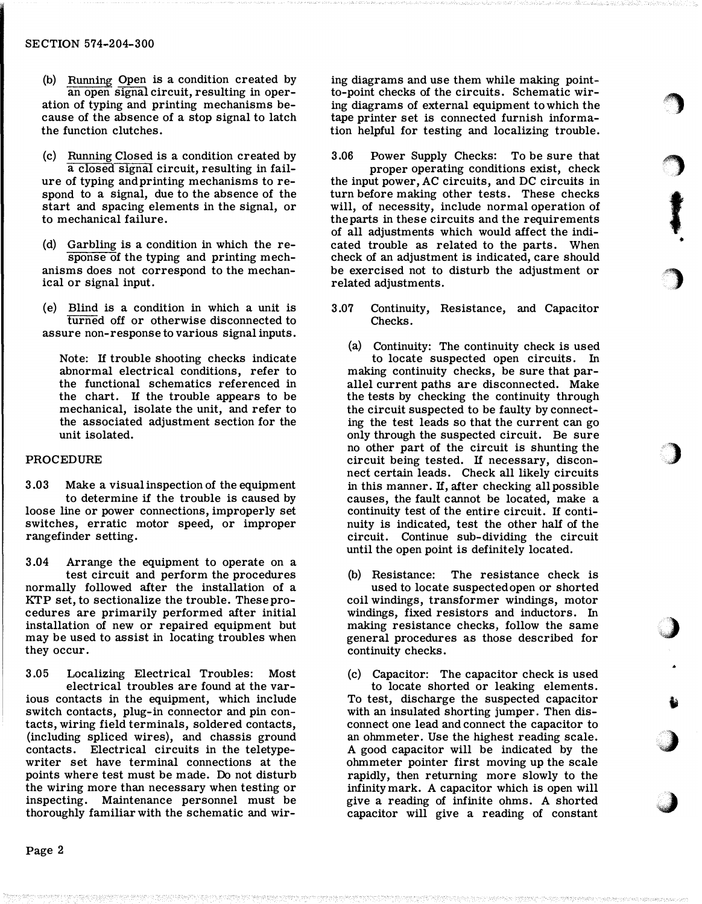(b) Running Open is a condition created by an open signal circuit, resulting in operation of typing and printing mechanisms because of the absence of a stop signal to latch the function clutches.

(c) Running Closed is a condition created by a closed signal circuit, resulting in failure of typing and printing mechanisms to respond to a signal, due to the absence of the start and spacing elements in the signal, or to mechanical failure.

(d) Garbling is a condition in which the response of the typing and printing mechanisms does not correspond to the mechanical or signal input.

(e) Blind is a condition in which a unit is turned off or otherwise disconnected to assure non-response to various signal inputs.

Note: If trouble shooting checks indicate abnormal electrical conditions, refer to the functional schematics referenced in the chart. If the trouble appears to be mechanical, isolate the unit, and refer to the associated adjustment section for the unit isolated.

## PROCEDURE

3.03 Make a visual inspection of the equipment to determine if the trouble is caused by loose line or power connections, improperly set switches, erratic motor speed, or improper rangefinder setting.

3.04 Arrange the equipment to operate on a test circuit and perform the procedures normally followed after the installation of a KTP set, to sectionalize the trouble. These procedures are primarily performed after initial installation of new or repaired equipment but may be used to assist in locating troubles when they occur.

3.05 Localizing Electrical Troubles: Most electrical troubles are found at the various contacts in the equipment, which include switch contacts, plug-in connector and pin contacts, wiring field terminals, soldered contacts, (including spliced wires), and chassis ground contacts. Electrical circuits in the teletypewriter set have terminal connections at the points where test must be made. Do not disturb the wiring more than necessary when testing or inspecting. Maintenance personnel must be thoroughly familiar with the schematic and wiring diagrams and use them while making point-to-point checks of the circuits. Schematic wiring diagrams of external equipment to which the tape printer set is connected furnish information helpful for testing and localizing trouble.

3.06 Power Supply Checks: To be sure that proper operating conditions exist, check the input power, AC circuits, and DC circuits in turn before making other tests. These checks will, of necessity, include normal operation of the parts in these circuits and the requirements of all adjustments which would affect the indicated trouble as related to the parts. When check of an adjustment is indicated, care should be exercised not to disturb the adjustment or related adjustments.

3.07 Continuity, Resistance, and Capacitor Checks.

(a) Continuity: The continuity check is used to locate suspected open circuits. In making continuity checks, be sure that parallel current paths are disconnected. Make the tests by checking the continuity through the circuit suspected to be faulty by connecting the test leads so that the current can go only through the suspected circuit. Be sure no other part of the circuit is shunting the circuit being tested. If necessary, disconnect certain leads. Check all likely circuits in this manner. If, after checking all possible causes, the fault cannot be located, make a continuity test of the entire circuit. If continuity is indicated, test the other half of the circuit. Continue sub-dividing the circuit until the open point is definitely located.

(b) Resistance: The resistance check is used to locate suspected open or shorted coil windings, transformer windings, motor windings, fixed resistors and inductors. In making resistance checks, follow the same general procedures as those described for continuity checks.

(c) Capacitor: The capacitor check is used to locate shorted or leaking elements. To test, discharge the suspected capacitor with an insulated shorting jumper. Then disconnect one lead and connect the capacitor to an ohmmeter. Use the highest reading scale. A good capacitor will be indicated by the ohmmeter pointer first moving up the scale rapidly, then returning more slowly to the infinity mark. A capacitor which is open will give a reading of infinite ohms. A shorted capacitor will give a reading of constant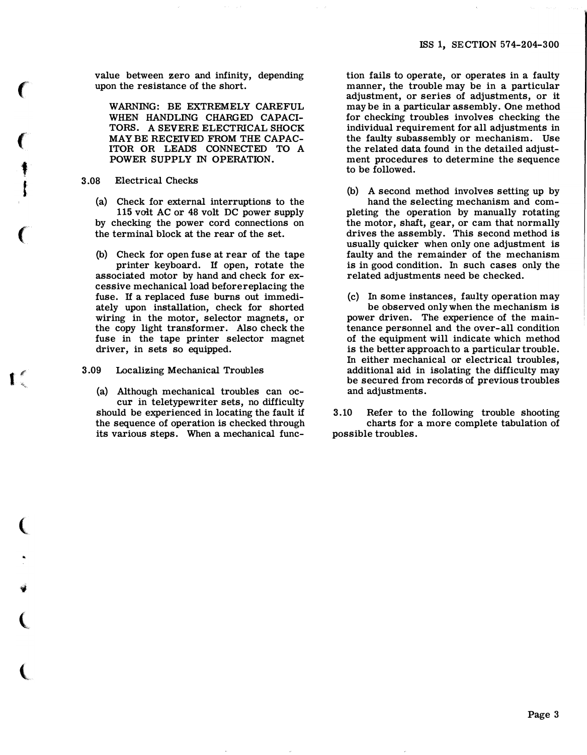value between zero and infinity, depending upon the resistance of the short.

WARNING: BE EXTREMELY CAREFUL WHEN HANDLING CHARGED CAPACITORS. A SEVERE ELECTRICAL SHOCK MAY BE RECEIVED FROM THE CAPACITOR OR LEADS CONNECTED TO A POWER SUPPLY IN OPERATION.

3.08 Electrical Checks

(a) Check for external interruptions to the 115 volt AC or 48 volt DC power supply by checking the power cord connections on the terminal block at the rear of the set.

(b) Check for open fuse at rear of the tape printer keyboard. If open, rotate the associated motor by hand and check for excessive mechanical load beforereplacing the fuse. If a replaced fuse burns out immediately upon installation, check for shorted wiring in the motor, selector magnets, or the copy light transformer. Also check the fuse in the tape printer selector magnet driver, in sets so equipped.

3.09 Localizing Mechanical Troubles

(a) Although mechanical troubles can occur in teletypewriter sets, no difficulty should be experienced in locating the fault if the sequence of operation is checked through its various steps. When a mechanical function fails to operate, or operates in a faulty manner, the trouble may be in a particular adjustment, or series of adjustments, or it may be in a particular assembly. One method for checking troubles involves checking the individual requirement for all adjustments in the faulty subassembly or mechanism. Use the related data found in the detailed adjustment procedures to determine the sequence to be followed.

(b) A second method involves setting up by hand the selecting mechanism and completing the operation by manually rotating the motor, shaft, gear, or cam that normally drives the assembly. This second method is usually quicker when only one adjustment is faulty and the remainder of the mechanism is in good condition. In such cases only the related adjustments need be checked.

(c) In some instances, faulty operation may be observed only when the mechanism is power driven. The experience of the maintenance personnel and the over-all condition of the equipment will indicate which method is the better approach to a particular trouble. In either mechanical or electrical troubles, additional aid in isolating the difficulty may be secured from records of previous troubles and adjustments.

3.10 Refer to the following trouble shooting charts for a more complete tabulation of possible troubles.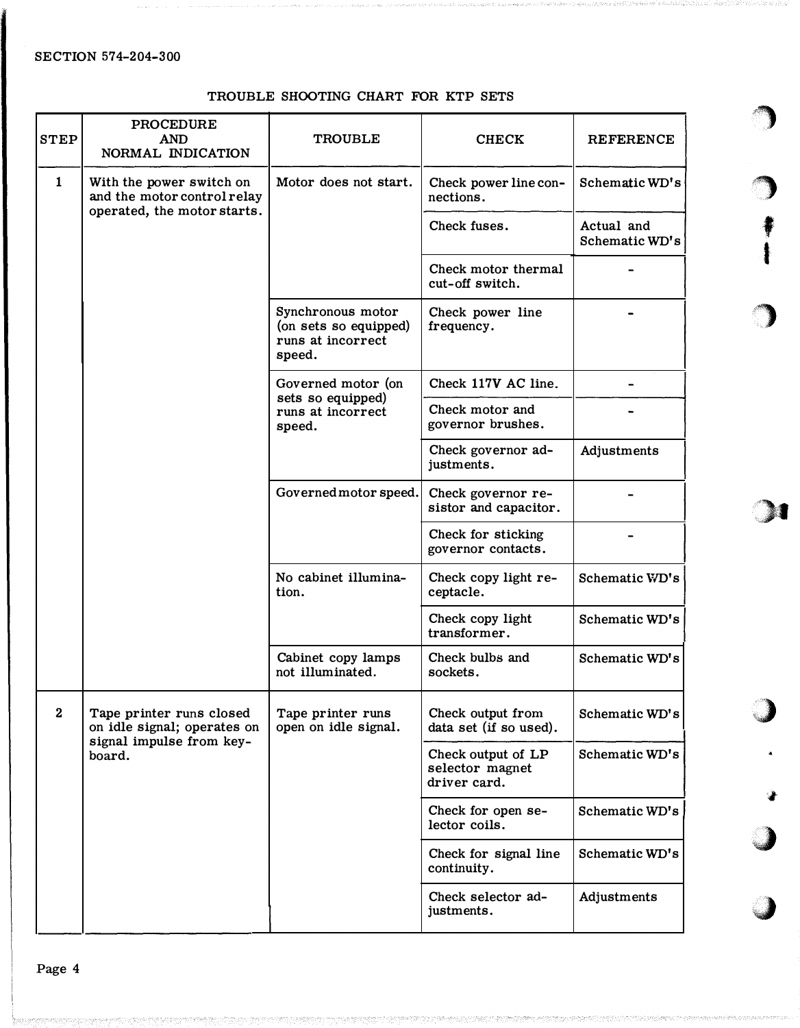SECTION 574-204-300

## TROUBLE SHOOTING CHART FOR KTP SETS

| STEP | PROCEDURE AND NORMAL INDICATION | TROUBLE | CHECK | REFERENCE |
|---|---|---|---|---|
| 1 | With the power switch on and the motor control relay operated, the motor starts. | Motor does not start. | Check power line connections. | Schematic WD's |
| | | | Check fuses. | Actual and Schematic WD's |
| | | | Check motor thermal cut-off switch. | - |
| | | Synchronous motor (on sets so equipped) runs at incorrect speed. | Check power line frequency. | - |
| | | Governed motor (on sets so equipped) runs at incorrect speed. | Check 117V AC line. | - |
| | | | Check motor and governor brushes. | - |
| | | | Check governor adjustments. | Adjustments |
| | | Governed motor speed. | Check governor resistor and capacitor. | - |
| | | | Check for sticking governor contacts. | - |
| | | No cabinet illumination. | Check copy light receptacle. | Schematic WD's |
| | | | Check copy light transformer. | Schematic WD's |
| | | Cabinet copy lamps not illuminated. | Check bulbs and sockets. | Schematic WD's |
| 2 | Tape printer runs closed on idle signal; operates on signal impulse from keyboard. | Tape printer runs open on idle signal. | Check output from data set (if so used). | Schematic WD's |
| | | | Check output of LP selector magnet driver card. | Schematic WD's |
| | | | Check for open selector coils. | Schematic WD's |
| | | | Check for signal line continuity. | Schematic WD's |
| | | | Check selector adjustments. | Adjustments |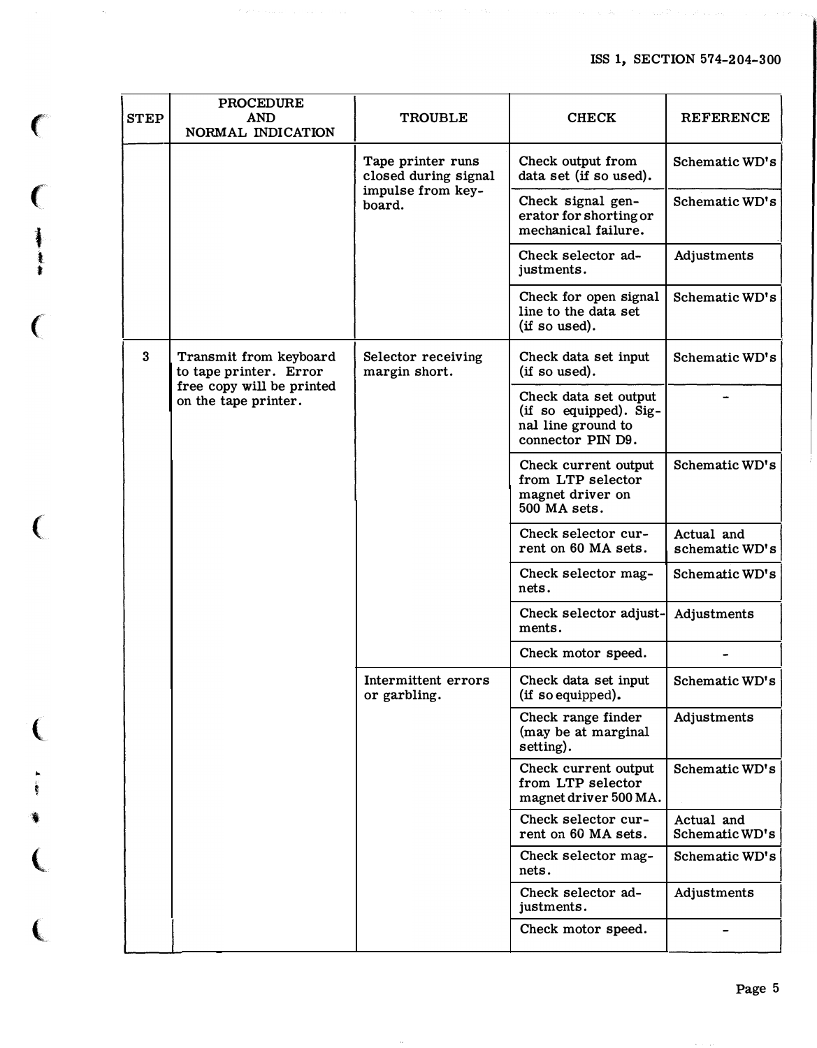| STEP | PROCEDURE AND NORMAL INDICATION | TROUBLE | CHECK | REFERENCE |
|---|---|---|---|---|
| | | Tape printer runs closed during signal impulse from keyboard. | Check output from data set (if so used). | Schematic WD's |
| | | | Check signal generator for shorting or mechanical failure. | Schematic WD's |
| | | | Check selector adjustments. | Adjustments |
| | | | Check for open signal line to the data set (if so used). | Schematic WD's |
| 3 | Transmit from keyboard to tape printer. Error free copy will be printed on the tape printer. | Selector receiving margin short. | Check data set input (if so used). | Schematic WD's |
| | | | Check data set output (if so equipped). Signal line ground to connector PIN D9. | - |
| | | | Check current output from LTP selector magnet driver on 500 MA sets. | Schematic WD's |
| | | | Check selector current on 60 MA sets. | Actual and schematic WD's |
| | | | Check selector magnets. | Schematic WD's |
| | | | Check selector adjustments. | Adjustments |
| | | | Check motor speed. | - |
| | | Intermittent errors or garbling. | Check data set input (if so equipped). | Schematic WD's |
| | | | Check range finder (may be at marginal setting). | Adjustments |
| | | | Check current output from LTP selector magnet driver 500 MA. | Schematic WD's |
| | | | Check selector current on 60 MA sets. | Actual and Schematic WD's |
| | | | Check selector magnets. | Schematic WD's |
| | | | Check selector adjustments. | Adjustments |
| | | | Check motor speed. | - |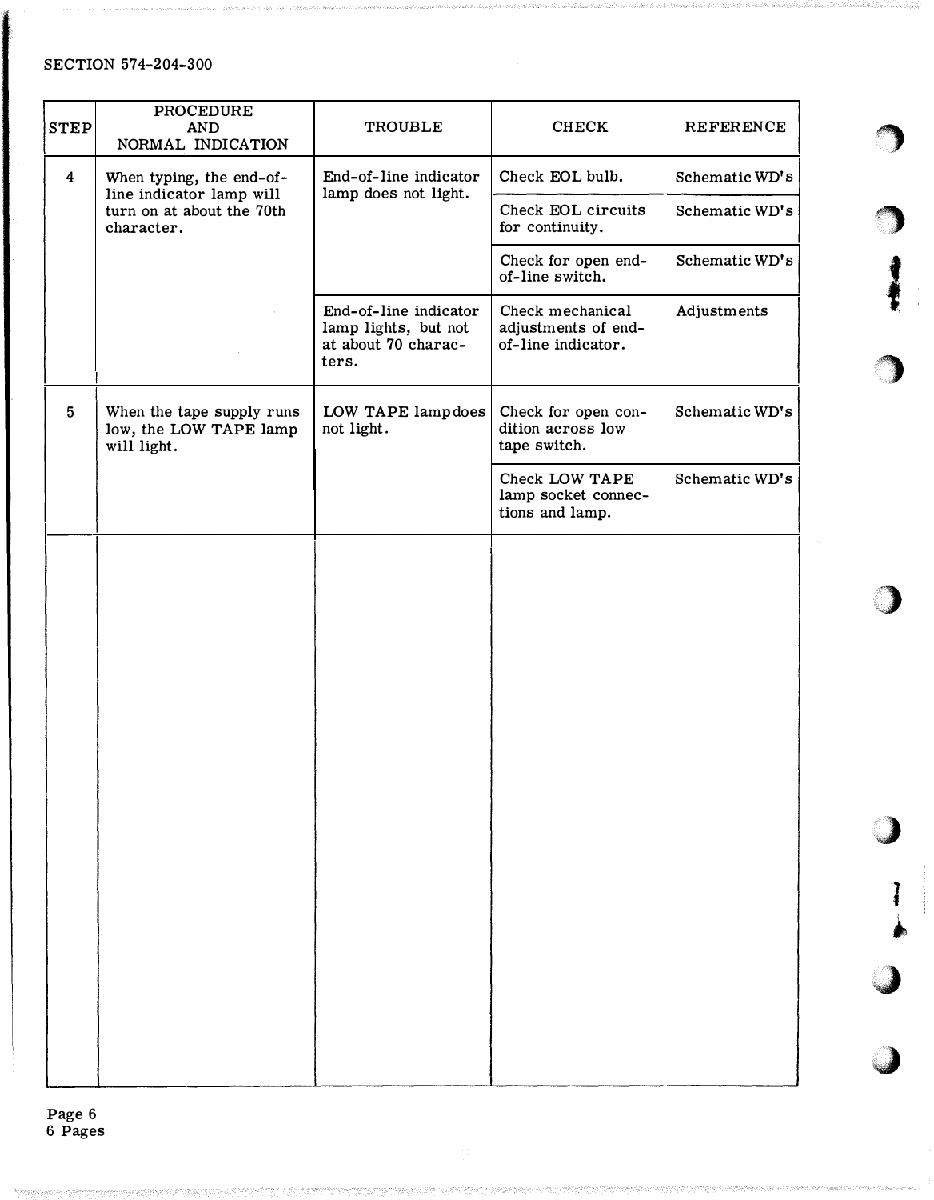| STEP | PROCEDURE AND NORMAL INDICATION | TROUBLE | CHECK | REFERENCE |
|---|---|---|---|---|
| 4 | When typing, the end-of-line indicator lamp will turn on at about the 70th character. | End-of-line indicator lamp does not light. | Check EOL bulb. | Schematic WD's |
| | | | Check EOL circuits for continuity. | Schematic WD's |
| | | | Check for open end-of-line switch. | Schematic WD's |
| | | End-of-line indicator lamp lights, but not at about 70 characters. | Check mechanical adjustments of end-of-line indicator. | Adjustments |
| 5 | When the tape supply runs low, the LOW TAPE lamp will light. | LOW TAPE lamp does not light. | Check for open condition across low tape switch. | Schematic WD's |
| | | | Check LOW TAPE lamp socket connections and lamp. | Schematic WD's |